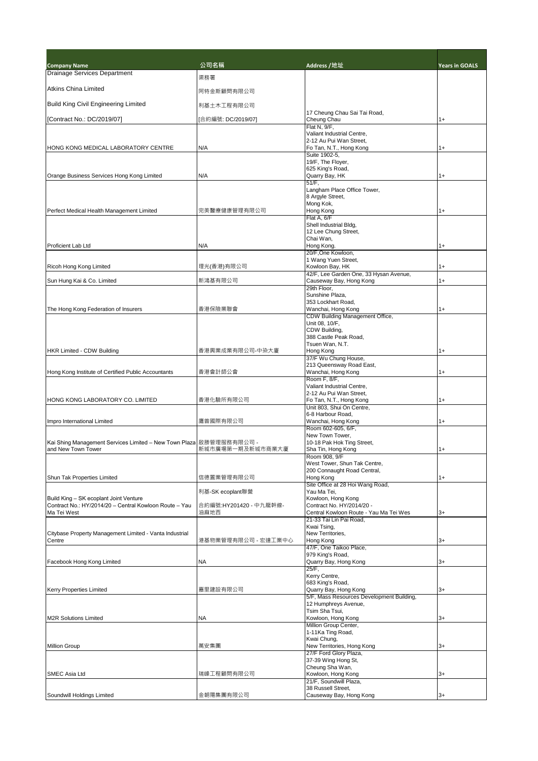| Company Name | 公司名稱 | Address / 地址 | Years in GOALS |
| --- | --- | --- | --- |
| Drainage Services Department<br>Atkins China Limited<br>Build King Civil Engineering Limited<br>[Contract No.: DC/2019/07] | 渠務署<br>阿特金斯顧問有限公司<br>利基土木工程有限公司<br>[合約編號: DC/2019/07] | 17 Cheung Chau Sai Tai Road, Cheung Chau | 1+ |
| HONG KONG MEDICAL LABORATORY CENTRE | N/A | Flat N, 9/F, Valiant Industrial Centre, 2-12 Au Pui Wan Street, Fo Tan, N.T., Hong Kong | 1+ |
| Orange Business Services Hong Kong Limited | N/A | Suite 1902-5, 19/F, The Floyer, 625 King's Road, Quarry Bay, HK | 1+ |
| Perfect Medical Health Management Limited | 完美醫療健康管理有限公司 | 51/F, Langham Place Office Tower, 8 Argyle Street, Mong Kok, Hong Kong | 1+ |
| Proficient Lab Ltd | N/A | Flat A, 6/F Shell Industrial Bldg, 12 Lee Chung Street, Chai Wan, Hong Kong. | 1+ |
| Ricoh Hong Kong Limited | 理光(香港)有限公司 | 20/F,One Kowloon, 1 Wang Yuen Street, Kowloon Bay, HK | 1+ |
| Sun Hung Kai & Co. Limited | 新鴻基有限公司 | 42/F, Lee Garden One, 33 Hysan Avenue, Causeway Bay, Hong Kong | 1+ |
| The Hong Kong Federation of Insurers | 香港保險業聯會 | 29th Floor, Sunshine Plaza, 353 Lockhart Road, Wanchai, Hong Kong | 1+ |
| HKR Limited - CDW Building | 香港興業成業有限公司-中染大廈 | CDW Building Management Office, Unit 08, 10/F, CDW Building, 388 Castle Peak Road, Tsuen Wan, N.T. Hong Kong | 1+ |
| Hong Kong Institute of Certified Public Accountants | 香港會計師公會 | 37/F Wu Chung House, 213 Queensway Road East, Wanchai, Hong Kong | 1+ |
| HONG KONG LABORATORY CO. LIMITED | 香港化驗所有限公司 | Room F, 8/F, Valiant Industrial Centre, 2-12 Au Pui Wan Street, Fo Tan, N.T., Hong Kong | 1+ |
| Impro International Limited | 滙普國際有限公司 | Unit 803, Shui On Centre, 6-8 Harbour Road, Wanchai, Hong Kong | 1+ |
| Kai Shing Management Services Limited – New Town Plaza and New Town Tower | 啟勝管理服務有限公司 - 新城市廣場第一期及新城市商業大廈 | Room 602-605, 6/F, New Town Tower, 10-18 Pak Hok Ting Street, Sha Tin, Hong Kong | 1+ |
| Shun Tak Properties Limited | 信德置業管理有限公司 | Room 908, 9/F West Tower, Shun Tak Centre, 200 Connaught Road Central, Hong Kong | 1+ |
| Build King – SK ecoplant Joint Venture<br>Contract No.: HY/2014/20 – Central Kowloon Route – Yau Ma Tei West | 利基-SK ecoplant聯營<br>合約編號:HY201420 - 中九龍幹線-油麻地西 | Site Office at 28 Hoi Wang Road, Yau Ma Tei, Kowloon, Hong Kong Contract No. HY/2014/20 - Central Kowloon Route - Yau Ma Tei Wes | 3+ |
| Citybase Property Management Limited - Vanta Industrial Centre | 港基物業管理有限公司 - 宏達工業中心 | 21-33 Tai Lin Pai Road, Kwai Tsing, New Territories, Hong Kong | 3+ |
| Facebook Hong Kong Limited | NA | 47/F, One Taikoo Place, 979 King's Road, Quarry Bay, Hong Kong | 3+ |
| Kerry Properties Limited | 嘉里建設有限公司 | 25/F, Kerry Centre, 683 King's Road, Quarry Bay, Hong Kong | 3+ |
| M2R Solutions Limited | NA | 5/F, Mass Resources Development Building, 12 Humphreys Avenue, Tsim Sha Tsui, Kowloon, Hong Kong | 3+ |
| Million Group | 萬安集團 | Million Group Center, 1-11Ka Ting Road, Kwai Chung, New Territories, Hong Kong | 3+ |
| SMEC Asia Ltd | 瑞峰工程顧問有限公司 | 27/F Ford Glory Plaza, 37-39 Wing Hong St, Cheung Sha Wan, Kowloon, Hong Kong | 3+ |
| Soundwill Holdings Limited | 金朝陽集團有限公司 | 21/F, Soundwill Plaza, 38 Russell Street, Causeway Bay, Hong Kong | 3+ |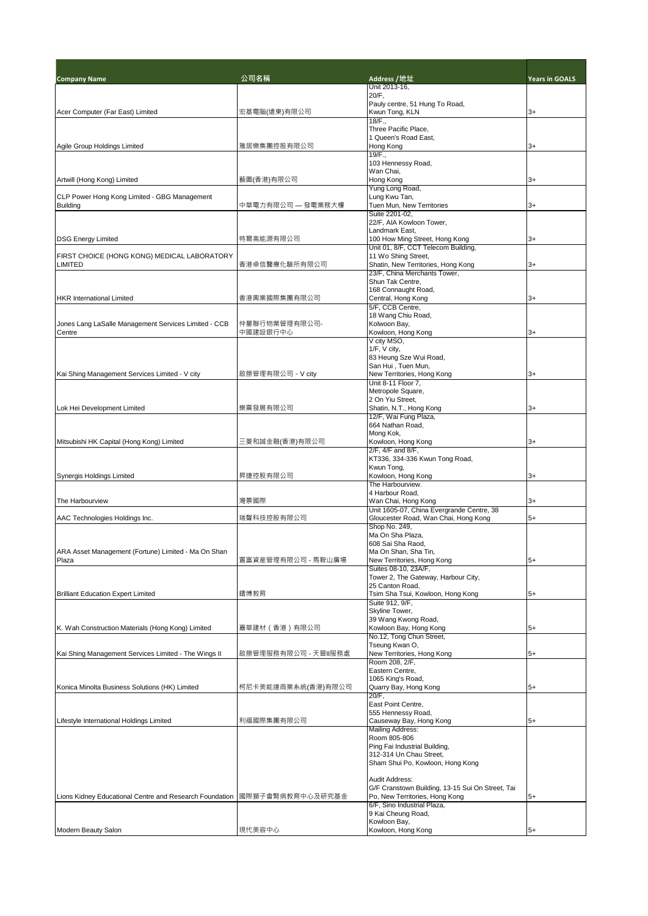| Company Name | 公司名稱 | Address / 地址 | Years in GOALS |
| --- | --- | --- | --- |
| Acer Computer (Far East) Limited | 宏碁電腦(遠東)有限公司 | Unit 2013-16, 20/F, Pauly centre, 51 Hung To Road, Kwun Tong, KLN | 3+ |
| Agile Group Holdings Limited | 雅居樂集團控股有限公司 | 18/F., Three Pacific Place, 1 Queen's Road East, Hong Kong | 3+ |
| Artwill (Hong Kong) Limited | 藝匯(香港)有限公司 | 19/F., 103 Hennessy Road, Wan Chai, Hong Kong | 3+ |
| CLP Power Hong Kong Limited - GBG Management Building | 中華電力有限公司 — 發電業務大樓 | Yung Long Road, Lung Kwu Tan, Tuen Mun, New Territories | 3+ |
| DSG Energy Limited | 特爾高能源有限公司 | Suite 2201-02, 22/F, AIA Kowloon Tower, Landmark East, 100 How Ming Street, Hong Kong | 3+ |
| FIRST CHOICE (HONG KONG) MEDICAL LABORATORY LIMITED | 香港卓信醫療化驗所有限公司 | Unit 01, 8/F, CCT Telecom Building, 11 Wo Shing Street, Shatin, New Territories, Hong Kong | 3+ |
| HKR International Limited | 香港興業國際集團有限公司 | 23/F, China Merchants Tower, Shun Tak Centre, 168 Connaught Road, Central, Hong Kong | 3+ |
| Jones Lang LaSalle Management Services Limited - CCB Centre | 仲量聯行物業管理有限公司-中國建設銀行中心 | 5/F, CCB Centre, 18 Wang Chiu Road, Kolwoon Bay, Kowloon, Hong Kong | 3+ |
| Kai Shing Management Services Limited - V city | 啟勝管理有限公司 - V city | V city MSO, 1/F, V city, 83 Heung Sze Wui Road, San Hui , Tuen Mun, New Territories, Hong Kong | 3+ |
| Lok Hei Development Limited | 樂熹發展有限公司 | Unit 8-11 Floor 7, Metropole Square, 2 On Yiu Street, Shatin, N.T., Hong Kong | 3+ |
| Mitsubishi HK Capital (Hong Kong) Limited | 三菱和誠金融(香港)有限公司 | 12/F, Wai Fung Plaza, 664 Nathan Road, Mong Kok, Kowloon, Hong Kong | 3+ |
| Synergis Holdings Limited | 昇捷控股有限公司 | 2/F, 4/F and 8/F, KT336, 334-336 Kwun Tong Road, Kwun Tong, Kowloon, Hong Kong | 3+ |
| The Harbourview | 灣景國際 | The Harbourview. 4 Harbour Road, Wan Chai, Hong Kong | 3+ |
| AAC Technologies Holdings Inc. | 瑞聲科技控股有限公司 | Unit 1605-07, China Evergrande Centre, 38 Gloucester Road, Wan Chai, Hong Kong | 5+ |
| ARA Asset Management (Fortune) Limited - Ma On Shan Plaza | 置富資產管理有限公司 - 馬鞍山廣場 | Shop No. 249, Ma On Sha Plaza, 608 Sai Sha Raod, Ma On Shan, Sha Tin, New Territories, Hong Kong | 5+ |
| Brilliant Education Expert Limited | 鑄博教育 | Suites 08-10, 23A/F, Tower 2, The Gateway, Harbour City, 25 Canton Road, Tsim Sha Tsui, Kowloon, Hong Kong | 5+ |
| K. Wah Construction Materials (Hong Kong) Limited | 嘉華建材（香港）有限公司 | Suite 912, 9/F, Skyline Tower, 39 Wang Kwong Road, Kowloon Bay, Hong Kong | 5+ |
| Kai Shing Management Services Limited - The Wings II | 啟勝管理服務有限公司 - 天晉II服務處 | No.12, Tong Chun Street, Tseung Kwan O, New Territories, Hong Kong | 5+ |
| Konica Minolta Business Solutions (HK) Limited | 柯尼卡美能達商業系統(香港)有限公司 | Room 208, 2/F, Eastern Centre, 1065 King's Road, Quarry Bay, Hong Kong | 5+ |
| Lifestyle International Holdings Limited | 利福國際集團有限公司 | 20/F, East Point Centre, 555 Hennessy Road, Causeway Bay, Hong Kong | 5+ |
| Lions Kidney Educational Centre and Research Foundation | 國際獅子會腎病教育中心及研究基金 | Mailing Address: Room 805-806 Ping Fai Industrial Building, 312-314 Un Chau Street, Sham Shui Po, Kowloon, Hong Kong<br><br>Audit Address: G/F Cranstown Building, 13-15 Sui On Street, Tai Po, New Territories, Hong Kong | 5+ |
| Modern Beauty Salon | 現代美容中心 | 6/F, Sino Industrial Plaza, 9 Kai Cheung Road, Kowloon Bay, Kowloon, Hong Kong | 5+ |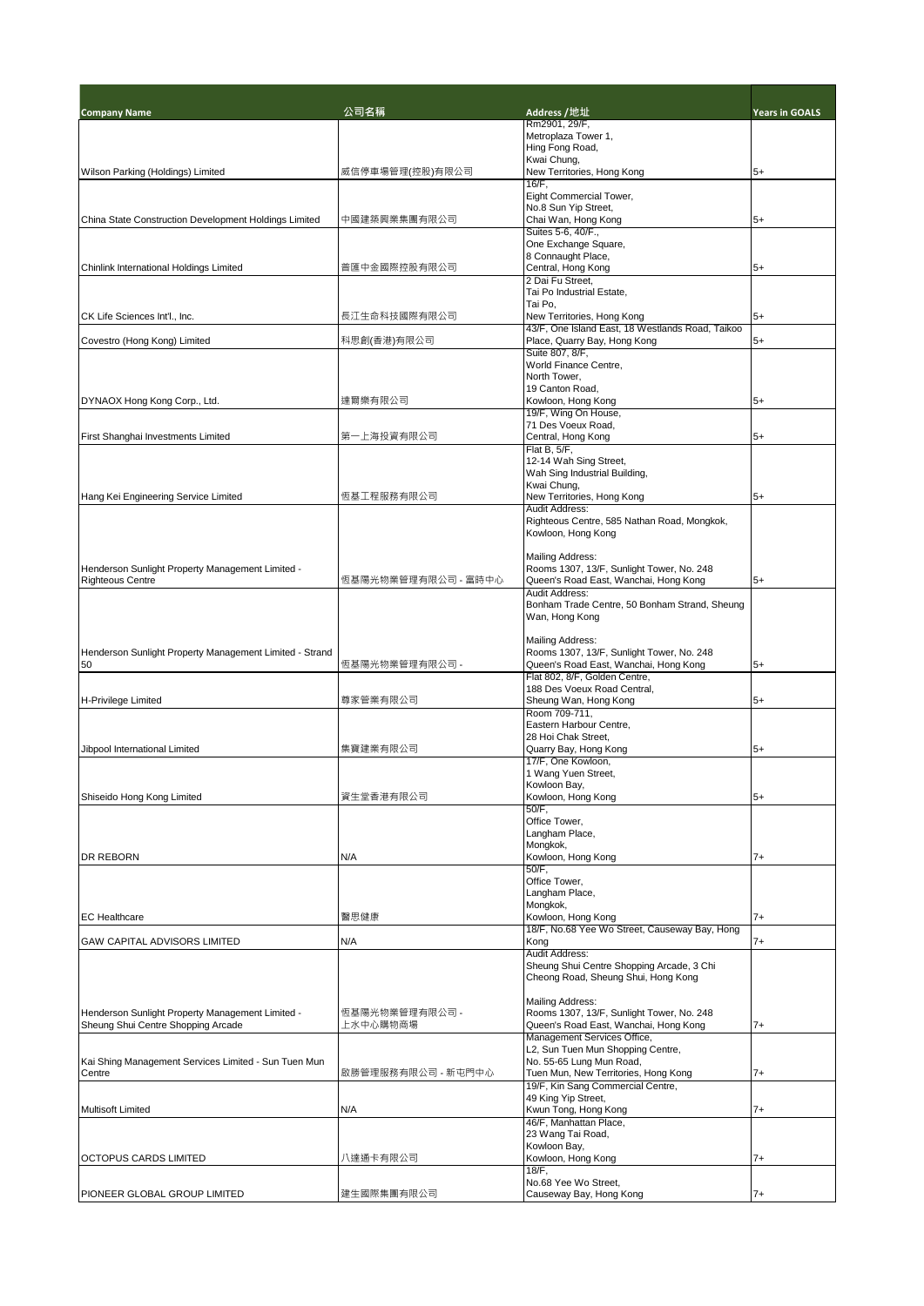| Company Name | 公司名稱 | Address / 地址 | Years in GOALS |
|---|---|---|---|
| Wilson Parking (Holdings) Limited | 威信停車場管理(控股)有限公司 | Rm2901, 29/F, Metroplaza Tower 1, Hing Fong Road, Kwai Chung, New Territories, Hong Kong | 5+ |
| China State Construction Development Holdings Limited | 中國建築興業集團有限公司 | 16/F, Eight Commercial Tower, No.8 Sun Yip Street, Chai Wan, Hong Kong | 5+ |
| Chinlink International Holdings Limited | 普匯中金國際控股有限公司 | Suites 5-6, 40/F., One Exchange Square, 8 Connaught Place, Central, Hong Kong | 5+ |
| CK Life Sciences Int'l., Inc. | 長江生命科技國際有限公司 | 2 Dai Fu Street, Tai Po Industrial Estate, Tai Po, New Territories, Hong Kong | 5+ |
| Covestro (Hong Kong) Limited | 科思創(香港)有限公司 | 43/F, One Island East, 18 Westlands Road, Taikoo Place, Quarry Bay, Hong Kong | 5+ |
| DYNAOX Hong Kong Corp., Ltd. | 達爾樂有限公司 | Suite 807, 8/F, World Finance Centre, North Tower, 19 Canton Road, Kowloon, Hong Kong | 5+ |
| First Shanghai Investments Limited | 第一上海投資有限公司 | 19/F, Wing On House, 71 Des Voeux Road, Central, Hong Kong | 5+ |
| Hang Kei Engineering Service Limited | 恆基工程服務有限公司 | Flat B, 5/F, 12-14 Wah Sing Street, Wah Sing Industrial Building, Kwai Chung, New Territories, Hong Kong | 5+ |
| Henderson Sunlight Property Management Limited - Righteous Centre | 恆基陽光物業管理有限公司 - 富時中心 | Audit Address: Righteous Centre, 585 Nathan Road, Mongkok, Kowloon, Hong Kong<br><br>Mailing Address: Rooms 1307, 13/F, Sunlight Tower, No. 248 Queen's Road East, Wanchai, Hong Kong | 5+ |
| Henderson Sunlight Property Management Limited - Strand 50 | 恆基陽光物業管理有限公司 - | Audit Address: Bonham Trade Centre, 50 Bonham Strand, Sheung Wan, Hong Kong<br><br>Mailing Address: Rooms 1307, 13/F, Sunlight Tower, No. 248 Queen's Road East, Wanchai, Hong Kong | 5+ |
| H-Privilege Limited | 尊家管業有限公司 | Flat 802, 8/F, Golden Centre, 188 Des Voeux Road Central, Sheung Wan, Hong Kong | 5+ |
| Jibpool International Limited | 集寶建業有限公司 | Room 709-711, Eastern Harbour Centre, 28 Hoi Chak Street, Quarry Bay, Hong Kong | 5+ |
| Shiseido Hong Kong Limited | 資生堂香港有限公司 | 17/F, One Kowloon, 1 Wang Yuen Street, Kowloon Bay, Kowloon, Hong Kong | 5+ |
| DR REBORN | N/A | 50/F, Office Tower, Langham Place, Mongkok, Kowloon, Hong Kong | 7+ |
| EC Healthcare | 醫思健康 | 50/F, Office Tower, Langham Place, Mongkok, Kowloon, Hong Kong | 7+ |
| GAW CAPITAL ADVISORS LIMITED | N/A | 18/F, No.68 Yee Wo Street, Causeway Bay, Hong Kong | 7+ |
| Henderson Sunlight Property Management Limited - Sheung Shui Centre Shopping Arcade | 恆基陽光物業管理有限公司 - 上水中心購物商場 | Audit Address: Sheung Shui Centre Shopping Arcade, 3 Chi Cheong Road, Sheung Shui, Hong Kong<br><br>Mailing Address: Rooms 1307, 13/F, Sunlight Tower, No. 248 Queen's Road East, Wanchai, Hong Kong | 7+ |
| Kai Shing Management Services Limited - Sun Tuen Mun Centre | 啟勝管理服務有限公司 - 新屯門中心 | Management Services Office, L2, Sun Tuen Mun Shopping Centre, No. 55-65 Lung Mun Road, Tuen Mun, New Territories, Hong Kong | 7+ |
| Multisoft Limited | N/A | 19/F, Kin Sang Commercial Centre, 49 King Yip Street, Kwun Tong, Hong Kong | 7+ |
| OCTOPUS CARDS LIMITED | 八達通卡有限公司 | 46/F, Manhattan Place, 23 Wang Tai Road, Kowloon Bay, Kowloon, Hong Kong | 7+ |
| PIONEER GLOBAL GROUP LIMITED | 建生國際集團有限公司 | 18/F, No.68 Yee Wo Street, Causeway Bay, Hong Kong | 7+ |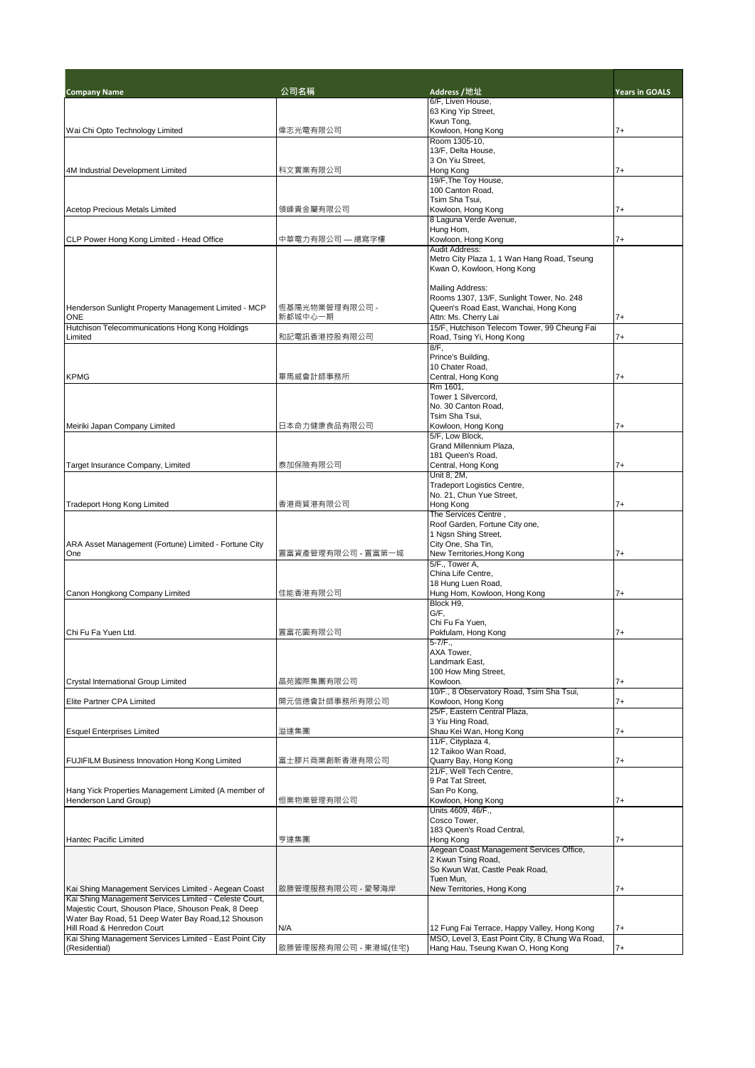| Company Name | 公司名稱 | Address /地址 | Years in GOALS |
|---|---|---|---|
| Wai Chi Opto Technology Limited | 偉志光電有限公司 | 6/F, Liven House, 63 King Yip Street, Kwun Tong, Kowloon, Hong Kong | 7+ |
| 4M Industrial Development Limited | 科文實業有限公司 | Room 1305-10, 13/F, Delta House, 3 On Yiu Street, Hong Kong | 7+ |
| Acetop Precious Metals Limited | 領峰貴金屬有限公司 | 19/F,The Toy House, 100 Canton Road, Tsim Sha Tsui, Kowloon, Hong Kong | 7+ |
| CLP Power Hong Kong Limited - Head Office | 中華電力有限公司 — 總寫字樓 | 8 Laguna Verde Avenue, Hung Hom, Kowloon, Hong Kong | 7+ |
| Henderson Sunlight Property Management Limited - MCP ONE | 恆基陽光物業管理有限公司 - 新都城中心一期 | Audit Address: Metro City Plaza 1, 1 Wan Hang Road, Tseung Kwan O, Kowloon, Hong Kong<br><br>Mailing Address: Rooms 1307, 13/F, Sunlight Tower, No. 248 Queen's Road East, Wanchai, Hong Kong Attn: Ms. Cherry Lai | 7+ |
| Hutchison Telecommunications Hong Kong Holdings Limited | 和記電訊香港控股有限公司 | 15/F, Hutchison Telecom Tower, 99 Cheung Fai Road, Tsing Yi, Hong Kong | 7+ |
| KPMG | 畢馬威會計師事務所 | 8/F, Prince's Building, 10 Chater Road, Central, Hong Kong | 7+ |
| Meiriki Japan Company Limited | 日本命力健康食品有限公司 | Rm 1601, Tower 1 Silvercord, No. 30 Canton Road, Tsim Sha Tsui, Kowloon, Hong Kong | 7+ |
| Target Insurance Company, Limited | 泰加保險有限公司 | 5/F, Low Block, Grand Millennium Plaza, 181 Queen's Road, Central, Hong Kong | 7+ |
| Tradeport Hong Kong Limited | 香港商貿港有限公司 | Unit 8, 2M, Tradeport Logistics Centre, No. 21, Chun Yue Street, Hong Kong | 7+ |
| ARA Asset Management (Fortune) Limited - Fortune City One | 置富資產管理有限公司 - 置富第一城 | The Services Centre , Roof Garden, Fortune City one, 1 Ngsn Shing Street, City One, Sha Tin, New Territories,Hong Kong | 7+ |
| Canon Hongkong Company Limited | 佳能香港有限公司 | 5/F., Tower A, China Life Centre, 18 Hung Luen Road, Hung Hom, Kowloon, Hong Kong | 7+ |
| Chi Fu Fa Yuen Ltd. | 置富花園有限公司 | Block H9, G/F, Chi Fu Fa Yuen, Pokfulam, Hong Kong | 7+ |
| Crystal International Group Limited | 晶苑國際集團有限公司 | 5-7/F., AXA Tower, Landmark East, 100 How Ming Street, Kowloon. | 7+ |
| Elite Partner CPA Limited | 開元信德會計師事務所有限公司 | 10/F., 8 Observatory Road, Tsim Sha Tsui, Kowloon, Hong Kong | 7+ |
| Esquel Enterprises Limited | 溢達集團 | 25/F, Eastern Central Plaza, 3 Yiu Hing Road, Shau Kei Wan, Hong Kong | 7+ |
| FUJIFILM Business Innovation Hong Kong Limited | 富士膠片商業創新香港有限公司 | 11/F, Cityplaza 4, 12 Taikoo Wan Road, Quarry Bay, Hong Kong | 7+ |
| Hang Yick Properties Management Limited (A member of Henderson Land Group) | 恒業物業管理有限公司 | 21/F, Well Tech Centre, 9 Pat Tat Street, San Po Kong, Kowloon, Hong Kong | 7+ |
| Hantec Pacific Limited | 亨達集團 | Units 4609, 46/F., Cosco Tower, 183 Queen's Road Central, Hong Kong | 7+ |
| Kai Shing Management Services Limited - Aegean Coast | 啟勝管理服務有限公司 - 愛琴海岸 | Aegean Coast Management Services Office, 2 Kwun Tsing Road, So Kwun Wat, Castle Peak Road, Tuen Mun, New Territories, Hong Kong | 7+ |
| Kai Shing Management Services Limited - Celeste Court, Majestic Court, Shouson Place, Shouson Peak, 8 Deep Water Bay Road, 51 Deep Water Bay Road,12 Shouson Hill Road & Henredon Court | N/A | 12 Fung Fai Terrace, Happy Valley, Hong Kong | 7+ |
| Kai Shing Management Services Limited - East Point City (Residential) | 啟勝管理服務有限公司 - 東港城(住宅) | MSO, Level 3, East Point City, 8 Chung Wa Road, Hang Hau, Tseung Kwan O, Hong Kong | 7+ |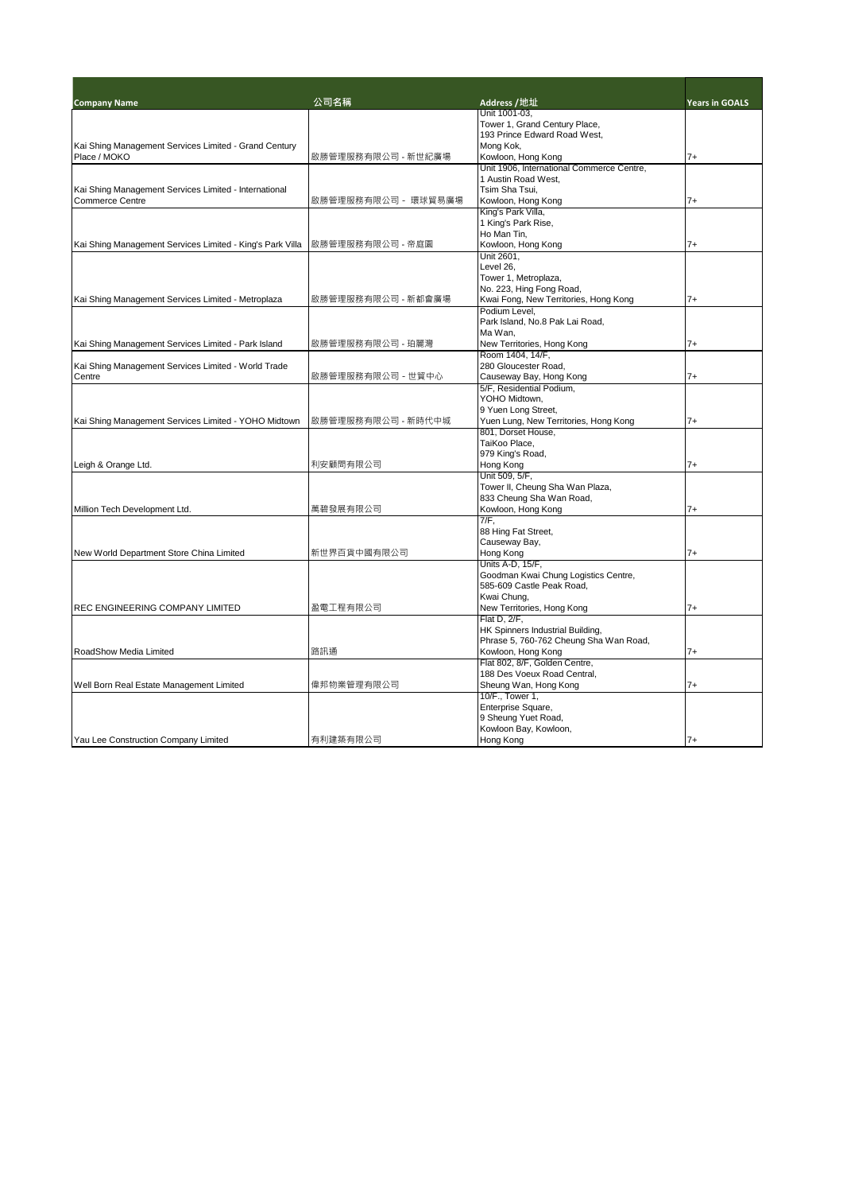| Company Name | 公司名稱 | Address / 地址 | Years in GOALS |
|---|---|---|---|
| Kai Shing Management Services Limited - Grand Century Place / MOKO | 啟勝管理服務有限公司 - 新世紀廣場 | Unit 1001-03, Tower 1, Grand Century Place, 193 Prince Edward Road West, Mong Kok, Kowloon, Hong Kong | 7+ |
| Kai Shing Management Services Limited - International Commerce Centre | 啟勝管理服務有限公司 - 環球貿易廣場 | Unit 1906, International Commerce Centre, 1 Austin Road West, Tsim Sha Tsui, Kowloon, Hong Kong | 7+ |
| Kai Shing Management Services Limited - King's Park Villa | 啟勝管理服務有限公司 - 帝庭園 | King's Park Villa, 1 King's Park Rise, Ho Man Tin, Kowloon, Hong Kong | 7+ |
| Kai Shing Management Services Limited - Metroplaza | 啟勝管理服務有限公司 - 新都會廣場 | Unit 2601, Level 26, Tower 1, Metroplaza, No. 223, Hing Fong Road, Kwai Fong, New Territories, Hong Kong | 7+ |
| Kai Shing Management Services Limited - Park Island | 啟勝管理服務有限公司 - 珀麗灣 | Podium Level, Park Island, No.8 Pak Lai Road, Ma Wan, New Territories, Hong Kong | 7+ |
| Kai Shing Management Services Limited - World Trade Centre | 啟勝管理服務有限公司 - 世貿中心 | Room 1404, 14/F, 280 Gloucester Road, Causeway Bay, Hong Kong | 7+ |
| Kai Shing Management Services Limited - YOHO Midtown | 啟勝管理服務有限公司 - 新時代中城 | 5/F, Residential Podium, YOHO Midtown, 9 Yuen Long Street, Yuen Lung, New Territories, Hong Kong | 7+ |
| Leigh & Orange Ltd. | 利安顧問有限公司 | 801, Dorset House, TaiKoo Place, 979 King's Road, Hong Kong | 7+ |
| Million Tech Development Ltd. | 萬碧發展有限公司 | Unit 509, 5/F, Tower II, Cheung Sha Wan Plaza, 833 Cheung Sha Wan Road, Kowloon, Hong Kong | 7+ |
| New World Department Store China Limited | 新世界百貨中國有限公司 | 7/F, 88 Hing Fat Street, Causeway Bay, Hong Kong | 7+ |
| REC ENGINEERING COMPANY LIMITED | 盈電工程有限公司 | Units A-D, 15/F, Goodman Kwai Chung Logistics Centre, 585-609 Castle Peak Road, Kwai Chung, New Territories, Hong Kong | 7+ |
| RoadShow Media Limited | 路訊通 | Flat D, 2/F, HK Spinners Industrial Building, Phrase 5, 760-762 Cheung Sha Wan Road, Kowloon, Hong Kong | 7+ |
| Well Born Real Estate Management Limited | 偉邦物業管理有限公司 | Flat 802, 8/F, Golden Centre, 188 Des Voeux Road Central, Sheung Wan, Hong Kong | 7+ |
| Yau Lee Construction Company Limited | 有利建築有限公司 | 10/F., Tower 1, Enterprise Square, 9 Sheung Yuet Road, Kowloon Bay, Kowloon, Hong Kong | 7+ |